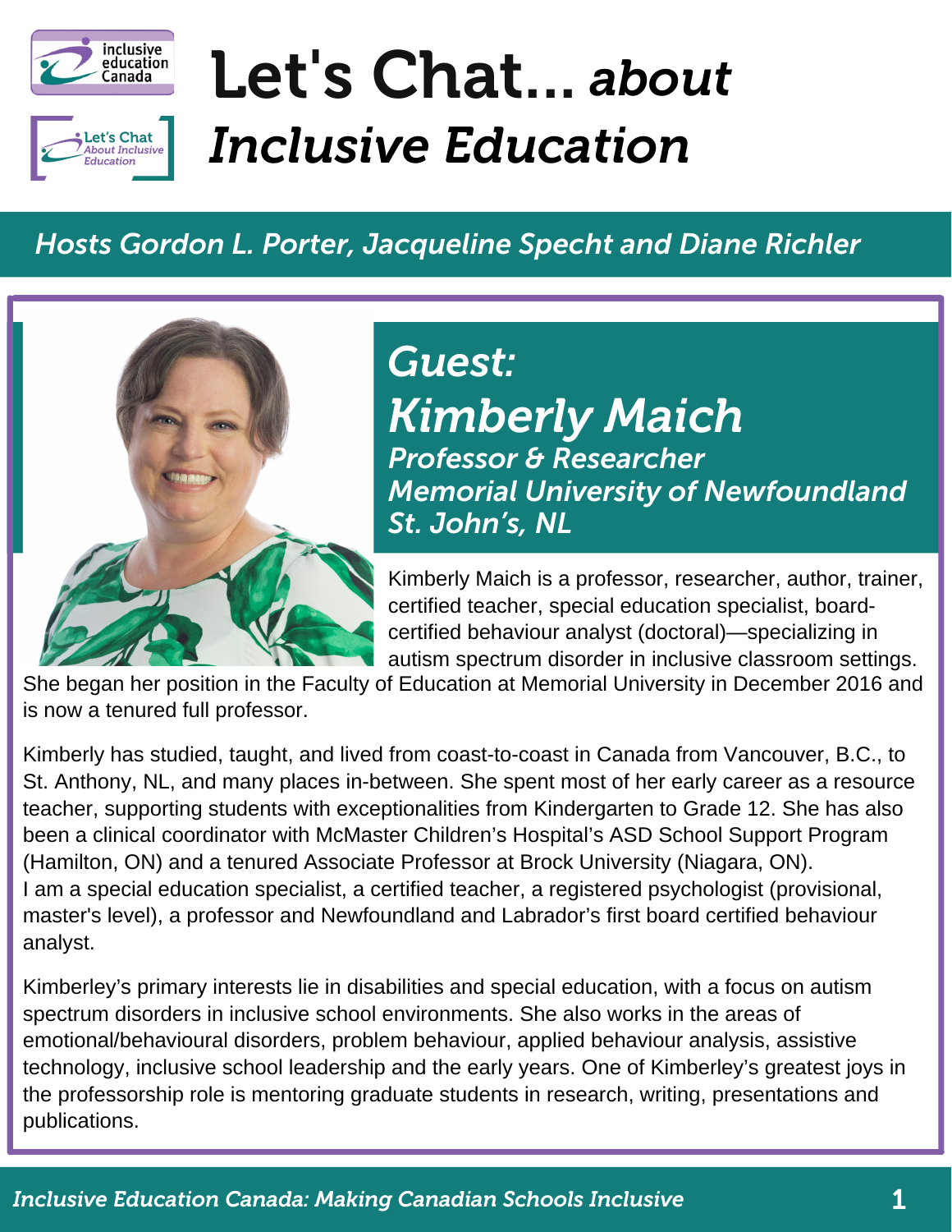# Let's Chat... *about Inclusive Education*

## *Hosts Gordon L. Porter, Jacqueline Specht and Diane Richler*

## *Guest: Kimberly Maich*

***Professor & Researcher***
***Memorial University of Newfoundland***
***St. John's, NL***

Kimberly Maich is a professor, researcher, author, trainer, certified teacher, special education specialist, board-certified behaviour analyst (doctoral)—specializing in autism spectrum disorder in inclusive classroom settings. She began her position in the Faculty of Education at Memorial University in December 2016 and is now a tenured full professor.

Kimberly has studied, taught, and lived from coast-to-coast in Canada from Vancouver, B.C., to St. Anthony, NL, and many places in-between. She spent most of her early career as a resource teacher, supporting students with exceptionalities from Kindergarten to Grade 12. She has also been a clinical coordinator with McMaster Children's Hospital's ASD School Support Program (Hamilton, ON) and a tenured Associate Professor at Brock University (Niagara, ON). I am a special education specialist, a certified teacher, a registered psychologist (provisional, master's level), a professor and Newfoundland and Labrador's first board certified behaviour analyst.

Kimberley's primary interests lie in disabilities and special education, with a focus on autism spectrum disorders in inclusive school environments. She also works in the areas of emotional/behavioural disorders, problem behaviour, applied behaviour analysis, assistive technology, inclusive school leadership and the early years. One of Kimberley's greatest joys in the professorship role is mentoring graduate students in research, writing, presentations and publications.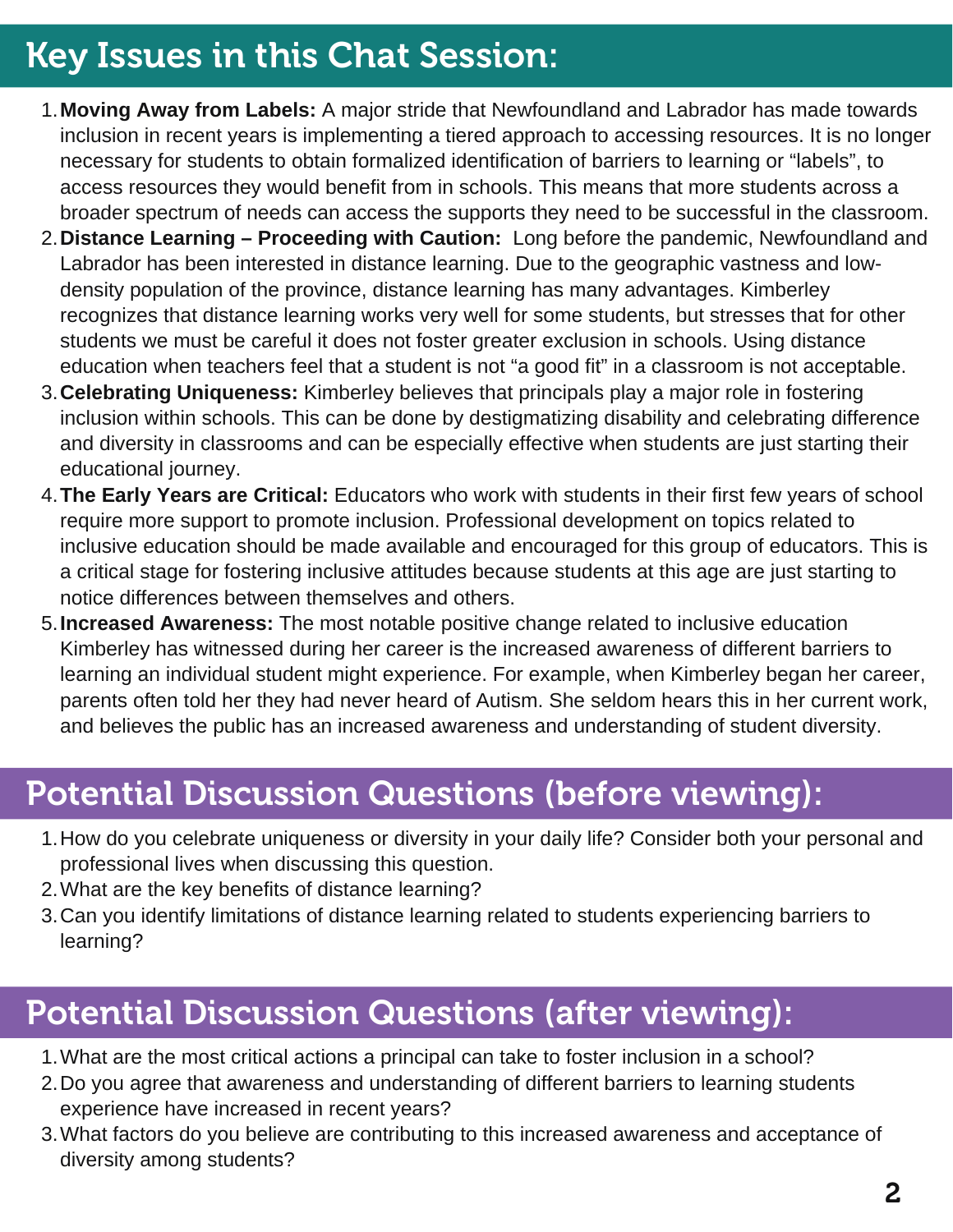## Key Issues in this Chat Session:

1. **Moving Away from Labels:** A major stride that Newfoundland and Labrador has made towards inclusion in recent years is implementing a tiered approach to accessing resources. It is no longer necessary for students to obtain formalized identification of barriers to learning or "labels", to access resources they would benefit from in schools. This means that more students across a broader spectrum of needs can access the supports they need to be successful in the classroom.
2. **Distance Learning – Proceeding with Caution:** Long before the pandemic, Newfoundland and Labrador has been interested in distance learning. Due to the geographic vastness and low-density population of the province, distance learning has many advantages. Kimberley recognizes that distance learning works very well for some students, but stresses that for other students we must be careful it does not foster greater exclusion in schools. Using distance education when teachers feel that a student is not "a good fit" in a classroom is not acceptable.
3. **Celebrating Uniqueness:** Kimberley believes that principals play a major role in fostering inclusion within schools. This can be done by destigmatizing disability and celebrating difference and diversity in classrooms and can be especially effective when students are just starting their educational journey.
4. **The Early Years are Critical:** Educators who work with students in their first few years of school require more support to promote inclusion. Professional development on topics related to inclusive education should be made available and encouraged for this group of educators. This is a critical stage for fostering inclusive attitudes because students at this age are just starting to notice differences between themselves and others.
5. **Increased Awareness:** The most notable positive change related to inclusive education Kimberley has witnessed during her career is the increased awareness of different barriers to learning an individual student might experience. For example, when Kimberley began her career, parents often told her they had never heard of Autism. She seldom hears this in her current work, and believes the public has an increased awareness and understanding of student diversity.

## Potential Discussion Questions (before viewing):

1. How do you celebrate uniqueness or diversity in your daily life? Consider both your personal and professional lives when discussing this question.
2. What are the key benefits of distance learning?
3. Can you identify limitations of distance learning related to students experiencing barriers to learning?

## Potential Discussion Questions (after viewing):

1. What are the most critical actions a principal can take to foster inclusion in a school?
2. Do you agree that awareness and understanding of different barriers to learning students experience have increased in recent years?
3. What factors do you believe are contributing to this increased awareness and acceptance of diversity among students?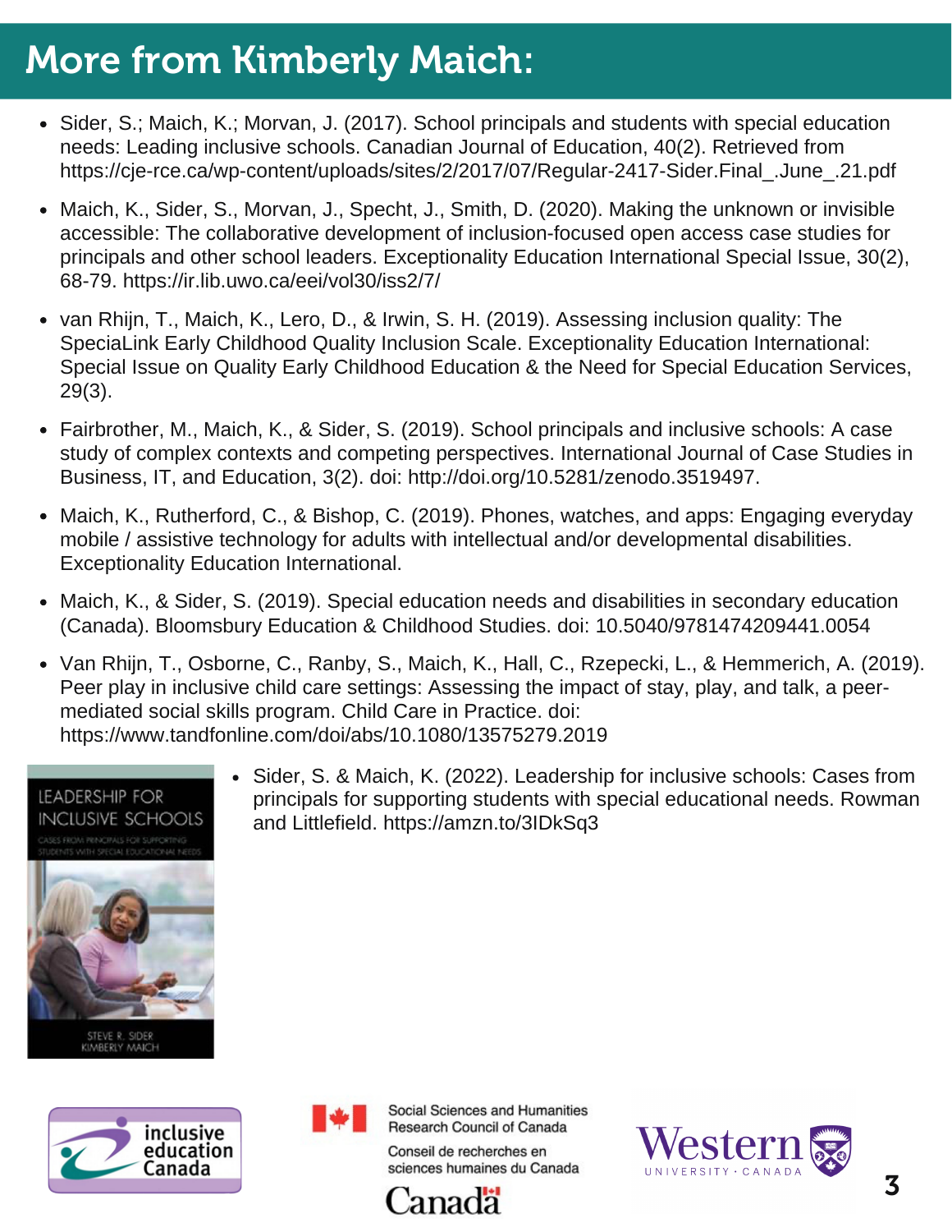# More from Kimberly Maich:

- Sider, S.; Maich, K.; Morvan, J. (2017). School principals and students with special education needs: Leading inclusive schools. Canadian Journal of Education, 40(2). Retrieved from https://cje-rce.ca/wp-content/uploads/sites/2/2017/07/Regular-2417-Sider.Final_.June_.21.pdf
- Maich, K., Sider, S., Morvan, J., Specht, J., Smith, D. (2020). Making the unknown or invisible accessible: The collaborative development of inclusion-focused open access case studies for principals and other school leaders. Exceptionality Education International Special Issue, 30(2), 68-79. https://ir.lib.uwo.ca/eei/vol30/iss2/7/
- van Rhijn, T., Maich, K., Lero, D., & Irwin, S. H. (2019). Assessing inclusion quality: The SpeciaLink Early Childhood Quality Inclusion Scale. Exceptionality Education International: Special Issue on Quality Early Childhood Education & the Need for Special Education Services, 29(3).
- Fairbrother, M., Maich, K., & Sider, S. (2019). School principals and inclusive schools: A case study of complex contexts and competing perspectives. International Journal of Case Studies in Business, IT, and Education, 3(2). doi: http://doi.org/10.5281/zenodo.3519497.
- Maich, K., Rutherford, C., & Bishop, C. (2019). Phones, watches, and apps: Engaging everyday mobile / assistive technology for adults with intellectual and/or developmental disabilities. Exceptionality Education International.
- Maich, K., & Sider, S. (2019). Special education needs and disabilities in secondary education (Canada). Bloomsbury Education & Childhood Studies. doi: 10.5040/9781474209441.0054
- Van Rhijn, T., Osborne, C., Ranby, S., Maich, K., Hall, C., Rzepecki, L., & Hemmerich, A. (2019). Peer play in inclusive child care settings: Assessing the impact of stay, play, and talk, a peer-mediated social skills program. Child Care in Practice. doi: https://www.tandfonline.com/doi/abs/10.1080/13575279.2019
- Sider, S. & Maich, K. (2022). Leadership for inclusive schools: Cases from principals for supporting students with special educational needs. Rowman and Littlefield. https://amzn.to/3IDkSq3

Social Sciences and Humanities Research Council of Canada

Conseil de recherches en sciences humaines du Canada